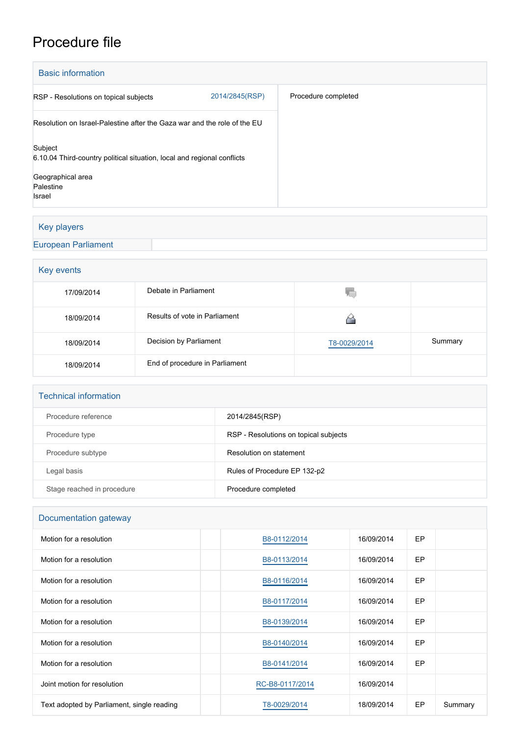# Procedure file

## Basic information

| | | |
|---|---|---|
| RSP - Resolutions on topical subjects | 2014/2845(RSP) | Procedure completed |
| Resolution on Israel-Palestine after the Gaza war and the role of the EU | | |
| Subject<br>6.10.04 Third-country political situation, local and regional conflicts<br><br>Geographical area<br>Palestine<br>Israel | | |

## Key players

| | |
|---|---|
| European Parliament | |

## Key events

| | | | |
|---|---|---|---|
| 17/09/2014 | Debate in Parliament | | |
| 18/09/2014 | Results of vote in Parliament | | |
| 18/09/2014 | Decision by Parliament | T8-0029/2014 | Summary |
| 18/09/2014 | End of procedure in Parliament | | |

## Technical information

| | |
|---|---|
| Procedure reference | 2014/2845(RSP) |
| Procedure type | RSP - Resolutions on topical subjects |
| Procedure subtype | Resolution on statement |
| Legal basis | Rules of Procedure EP 132-p2 |
| Stage reached in procedure | Procedure completed |

## Documentation gateway

| | | | | | |
|---|---|---|---|---|---|
| Motion for a resolution | | B8-0112/2014 | 16/09/2014 | EP | |
| Motion for a resolution | | B8-0113/2014 | 16/09/2014 | EP | |
| Motion for a resolution | | B8-0116/2014 | 16/09/2014 | EP | |
| Motion for a resolution | | B8-0117/2014 | 16/09/2014 | EP | |
| Motion for a resolution | | B8-0139/2014 | 16/09/2014 | EP | |
| Motion for a resolution | | B8-0140/2014 | 16/09/2014 | EP | |
| Motion for a resolution | | B8-0141/2014 | 16/09/2014 | EP | |
| Joint motion for resolution | | RC-B8-0117/2014 | 16/09/2014 | | |
| Text adopted by Parliament, single reading | | T8-0029/2014 | 18/09/2014 | EP | Summary |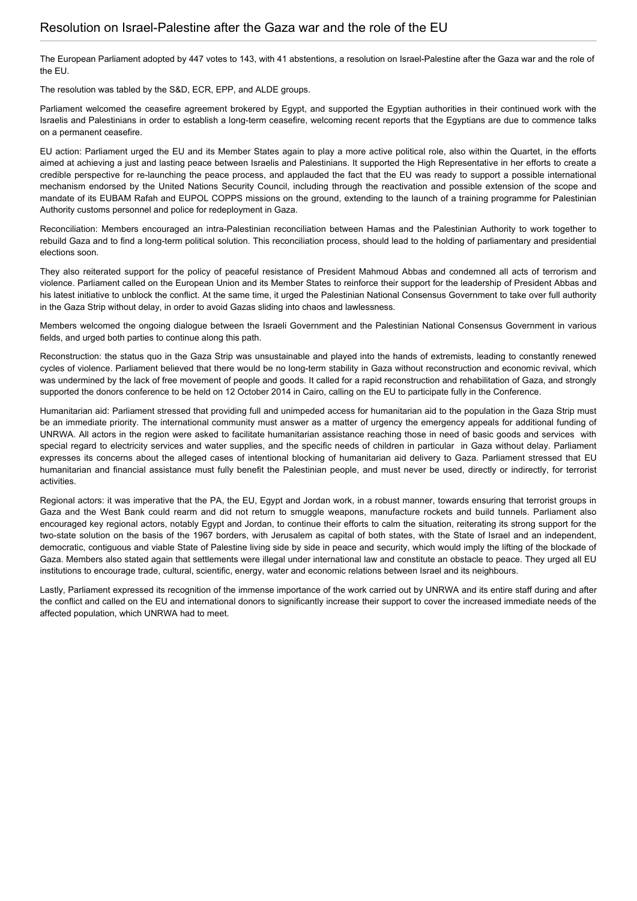# Resolution on Israel-Palestine after the Gaza war and the role of the EU

The European Parliament adopted by 447 votes to 143, with 41 abstentions, a resolution on Israel-Palestine after the Gaza war and the role of the EU.

The resolution was tabled by the S&D, ECR, EPP, and ALDE groups.

Parliament welcomed the ceasefire agreement brokered by Egypt, and supported the Egyptian authorities in their continued work with the Israelis and Palestinians in order to establish a long-term ceasefire, welcoming recent reports that the Egyptians are due to commence talks on a permanent ceasefire.

EU action: Parliament urged the EU and its Member States again to play a more active political role, also within the Quartet, in the efforts aimed at achieving a just and lasting peace between Israelis and Palestinians. It supported the High Representative in her efforts to create a credible perspective for re-launching the peace process, and applauded the fact that the EU was ready to support a possible international mechanism endorsed by the United Nations Security Council, including through the reactivation and possible extension of the scope and mandate of its EUBAM Rafah and EUPOL COPPS missions on the ground, extending to the launch of a training programme for Palestinian Authority customs personnel and police for redeployment in Gaza.

Reconciliation: Members encouraged an intra-Palestinian reconciliation between Hamas and the Palestinian Authority to work together to rebuild Gaza and to find a long-term political solution. This reconciliation process, should lead to the holding of parliamentary and presidential elections soon.

They also reiterated support for the policy of peaceful resistance of President Mahmoud Abbas and condemned all acts of terrorism and violence. Parliament called on the European Union and its Member States to reinforce their support for the leadership of President Abbas and his latest initiative to unblock the conflict. At the same time, it urged the Palestinian National Consensus Government to take over full authority in the Gaza Strip without delay, in order to avoid Gazas sliding into chaos and lawlessness.

Members welcomed the ongoing dialogue between the Israeli Government and the Palestinian National Consensus Government in various fields, and urged both parties to continue along this path.

Reconstruction: the status quo in the Gaza Strip was unsustainable and played into the hands of extremists, leading to constantly renewed cycles of violence. Parliament believed that there would be no long-term stability in Gaza without reconstruction and economic revival, which was undermined by the lack of free movement of people and goods. It called for a rapid reconstruction and rehabilitation of Gaza, and strongly supported the donors conference to be held on 12 October 2014 in Cairo, calling on the EU to participate fully in the Conference.

Humanitarian aid: Parliament stressed that providing full and unimpeded access for humanitarian aid to the population in the Gaza Strip must be an immediate priority. The international community must answer as a matter of urgency the emergency appeals for additional funding of UNRWA. All actors in the region were asked to facilitate humanitarian assistance reaching those in need of basic goods and services with special regard to electricity services and water supplies, and the specific needs of children in particular in Gaza without delay. Parliament expresses its concerns about the alleged cases of intentional blocking of humanitarian aid delivery to Gaza. Parliament stressed that EU humanitarian and financial assistance must fully benefit the Palestinian people, and must never be used, directly or indirectly, for terrorist activities.

Regional actors: it was imperative that the PA, the EU, Egypt and Jordan work, in a robust manner, towards ensuring that terrorist groups in Gaza and the West Bank could rearm and did not return to smuggle weapons, manufacture rockets and build tunnels. Parliament also encouraged key regional actors, notably Egypt and Jordan, to continue their efforts to calm the situation, reiterating its strong support for the two-state solution on the basis of the 1967 borders, with Jerusalem as capital of both states, with the State of Israel and an independent, democratic, contiguous and viable State of Palestine living side by side in peace and security, which would imply the lifting of the blockade of Gaza. Members also stated again that settlements were illegal under international law and constitute an obstacle to peace. They urged all EU institutions to encourage trade, cultural, scientific, energy, water and economic relations between Israel and its neighbours.

Lastly, Parliament expressed its recognition of the immense importance of the work carried out by UNRWA and its entire staff during and after the conflict and called on the EU and international donors to significantly increase their support to cover the increased immediate needs of the affected population, which UNRWA had to meet.